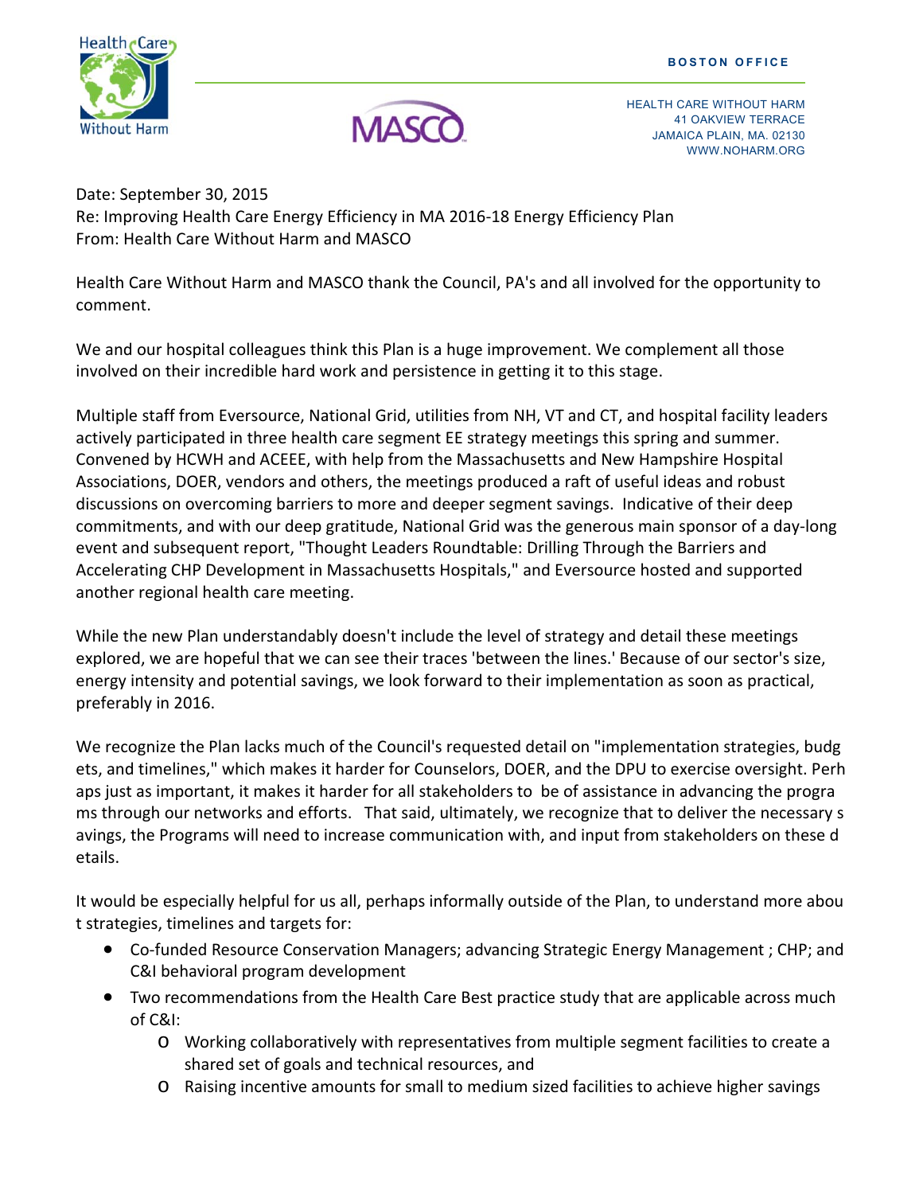BOSTON OFFICE

HEALTH CARE WITHOUT HARM
41 OAKVIEW TERRACE
JAMAICA PLAIN, MA. 02130
WWW.NOHARM.ORG

Date: September 30, 2015
Re: Improving Health Care Energy Efficiency in MA 2016-18 Energy Efficiency Plan
From: Health Care Without Harm and MASCO

Health Care Without Harm and MASCO thank the Council, PA's and all involved for the opportunity to comment.

We and our hospital colleagues think this Plan is a huge improvement. We complement all those involved on their incredible hard work and persistence in getting it to this stage.

Multiple staff from Eversource, National Grid, utilities from NH, VT and CT, and hospital facility leaders actively participated in three health care segment EE strategy meetings this spring and summer. Convened by HCWH and ACEEE, with help from the Massachusetts and New Hampshire Hospital Associations, DOER, vendors and others, the meetings produced a raft of useful ideas and robust discussions on overcoming barriers to more and deeper segment savings. Indicative of their deep commitments, and with our deep gratitude, National Grid was the generous main sponsor of a day-long event and subsequent report, "Thought Leaders Roundtable: Drilling Through the Barriers and Accelerating CHP Development in Massachusetts Hospitals," and Eversource hosted and supported another regional health care meeting.

While the new Plan understandably doesn't include the level of strategy and detail these meetings explored, we are hopeful that we can see their traces 'between the lines.' Because of our sector's size, energy intensity and potential savings, we look forward to their implementation as soon as practical, preferably in 2016.

We recognize the Plan lacks much of the Council's requested detail on "implementation strategies, budgets, and timelines," which makes it harder for Counselors, DOER, and the DPU to exercise oversight. Perhaps just as important, it makes it harder for all stakeholders to be of assistance in advancing the programs through our networks and efforts. That said, ultimately, we recognize that to deliver the necessary savings, the Programs will need to increase communication with, and input from stakeholders on these details.

It would be especially helpful for us all, perhaps informally outside of the Plan, to understand more about strategies, timelines and targets for:

- Co-funded Resource Conservation Managers; advancing Strategic Energy Management ; CHP; and C&I behavioral program development
- Two recommendations from the Health Care Best practice study that are applicable across much of C&I:
  - Working collaboratively with representatives from multiple segment facilities to create a shared set of goals and technical resources, and
  - Raising incentive amounts for small to medium sized facilities to achieve higher savings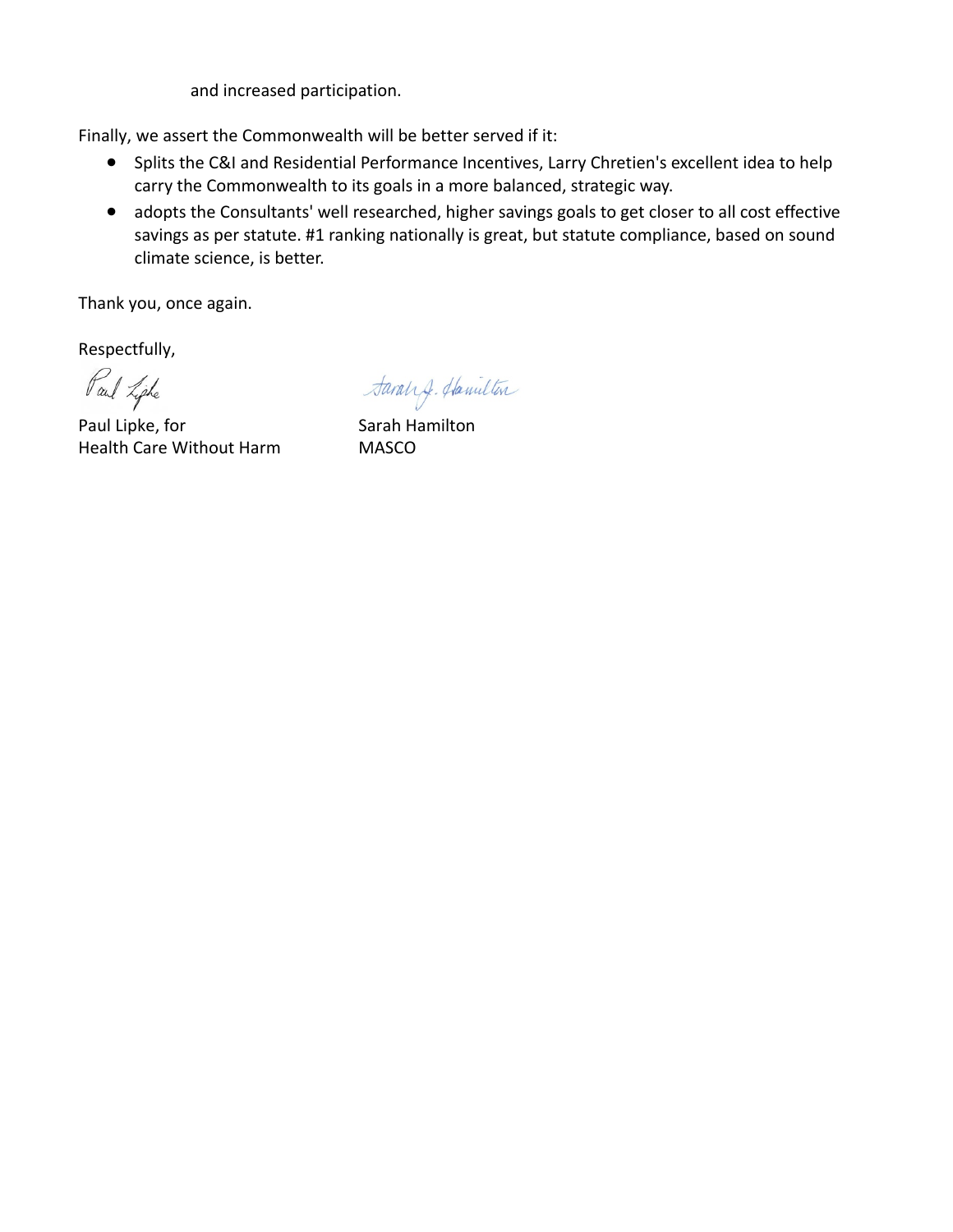and increased participation.

Finally, we assert the Commonwealth will be better served if it:

- Splits the C&I and Residential Performance Incentives, Larry Chretien's excellent idea to help carry the Commonwealth to its goals in a more balanced, strategic way.
- adopts the Consultants' well researched, higher savings goals to get closer to all cost effective savings as per statute. #1 ranking nationally is great, but statute compliance, based on sound climate science, is better.

Thank you, once again.

Respectfully,

Paul Lipke, for
Health Care Without Harm

Sarah Hamilton
MASCO